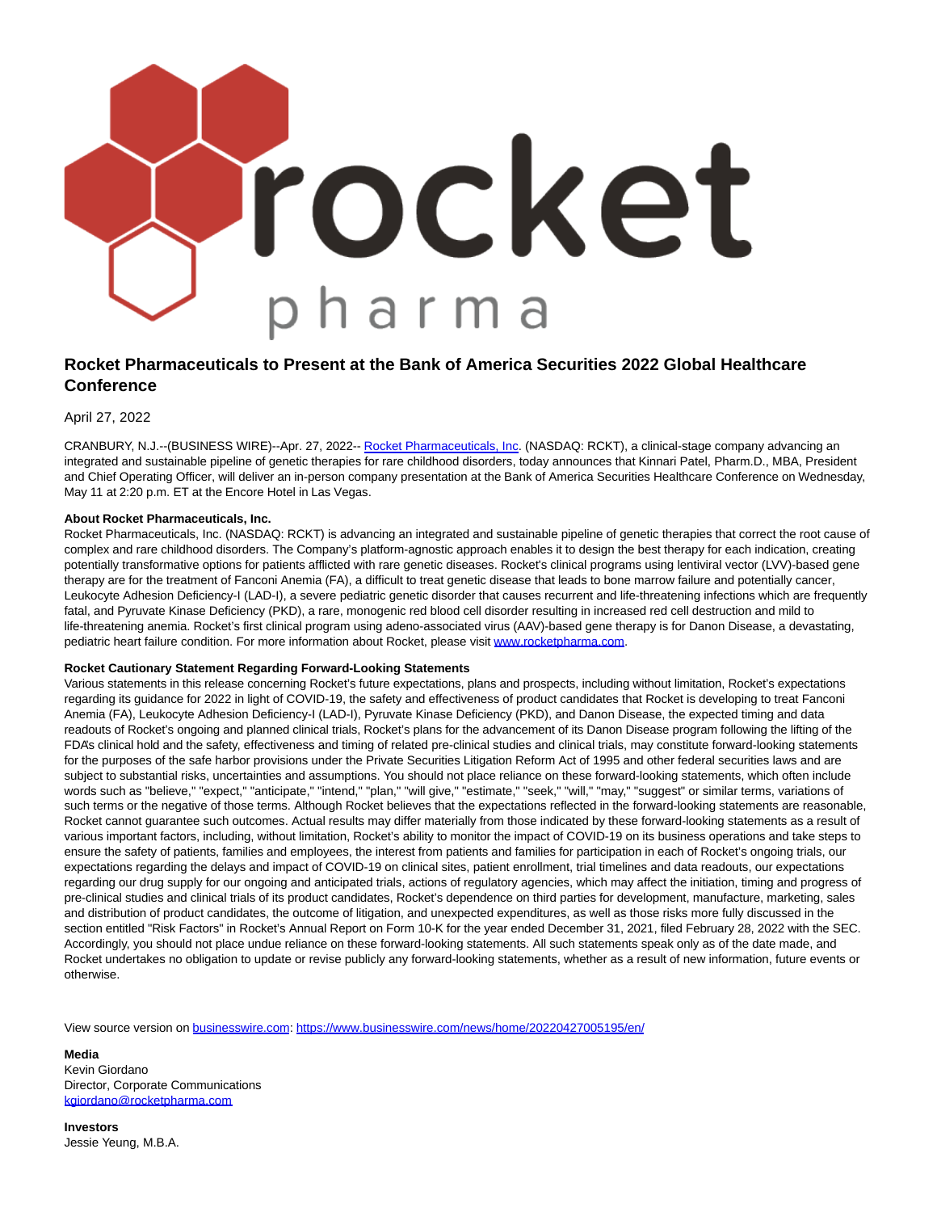# Rocket Pharmaceuticals to Present at the Bank of America Securities 2022 Global Healthcare Conference

April 27, 2022

CRANBURY, N.J.--(BUSINESS WIRE)--Apr. 27, 2022-- Rocket Pharmaceuticals, Inc. (NASDAQ: RCKT), a clinical-stage company advancing an integrated and sustainable pipeline of genetic therapies for rare childhood disorders, today announces that Kinnari Patel, Pharm.D., MBA, President and Chief Operating Officer, will deliver an in-person company presentation at the Bank of America Securities Healthcare Conference on Wednesday, May 11 at 2:20 p.m. ET at the Encore Hotel in Las Vegas.

**About Rocket Pharmaceuticals, Inc.**

Rocket Pharmaceuticals, Inc. (NASDAQ: RCKT) is advancing an integrated and sustainable pipeline of genetic therapies that correct the root cause of complex and rare childhood disorders. The Company's platform-agnostic approach enables it to design the best therapy for each indication, creating potentially transformative options for patients afflicted with rare genetic diseases. Rocket's clinical programs using lentiviral vector (LVV)-based gene therapy are for the treatment of Fanconi Anemia (FA), a difficult to treat genetic disease that leads to bone marrow failure and potentially cancer, Leukocyte Adhesion Deficiency-I (LAD-I), a severe pediatric genetic disorder that causes recurrent and life-threatening infections which are frequently fatal, and Pyruvate Kinase Deficiency (PKD), a rare, monogenic red blood cell disorder resulting in increased red cell destruction and mild to life-threatening anemia. Rocket's first clinical program using adeno-associated virus (AAV)-based gene therapy is for Danon Disease, a devastating, pediatric heart failure condition. For more information about Rocket, please visit www.rocketpharma.com.

**Rocket Cautionary Statement Regarding Forward-Looking Statements**

Various statements in this release concerning Rocket's future expectations, plans and prospects, including without limitation, Rocket's expectations regarding its guidance for 2022 in light of COVID-19, the safety and effectiveness of product candidates that Rocket is developing to treat Fanconi Anemia (FA), Leukocyte Adhesion Deficiency-I (LAD-I), Pyruvate Kinase Deficiency (PKD), and Danon Disease, the expected timing and data readouts of Rocket's ongoing and planned clinical trials, Rocket's plans for the advancement of its Danon Disease program following the lifting of the FDA's clinical hold and the safety, effectiveness and timing of related pre-clinical studies and clinical trials, may constitute forward-looking statements for the purposes of the safe harbor provisions under the Private Securities Litigation Reform Act of 1995 and other federal securities laws and are subject to substantial risks, uncertainties and assumptions. You should not place reliance on these forward-looking statements, which often include words such as "believe," "expect," "anticipate," "intend," "plan," "will give," "estimate," "seek," "will," "may," "suggest" or similar terms, variations of such terms or the negative of those terms. Although Rocket believes that the expectations reflected in the forward-looking statements are reasonable, Rocket cannot guarantee such outcomes. Actual results may differ materially from those indicated by these forward-looking statements as a result of various important factors, including, without limitation, Rocket's ability to monitor the impact of COVID-19 on its business operations and take steps to ensure the safety of patients, families and employees, the interest from patients and families for participation in each of Rocket's ongoing trials, our expectations regarding the delays and impact of COVID-19 on clinical sites, patient enrollment, trial timelines and data readouts, our expectations regarding our drug supply for our ongoing and anticipated trials, actions of regulatory agencies, which may affect the initiation, timing and progress of pre-clinical studies and clinical trials of its product candidates, Rocket's dependence on third parties for development, manufacture, marketing, sales and distribution of product candidates, the outcome of litigation, and unexpected expenditures, as well as those risks more fully discussed in the section entitled "Risk Factors" in Rocket's Annual Report on Form 10-K for the year ended December 31, 2021, filed February 28, 2022 with the SEC. Accordingly, you should not place undue reliance on these forward-looking statements. All such statements speak only as of the date made, and Rocket undertakes no obligation to update or revise publicly any forward-looking statements, whether as a result of new information, future events or otherwise.

View source version on businesswire.com: https://www.businesswire.com/news/home/20220427005195/en/

**Media**
Kevin Giordano
Director, Corporate Communications
kgiordano@rocketpharma.com

**Investors**
Jessie Yeung, M.B.A.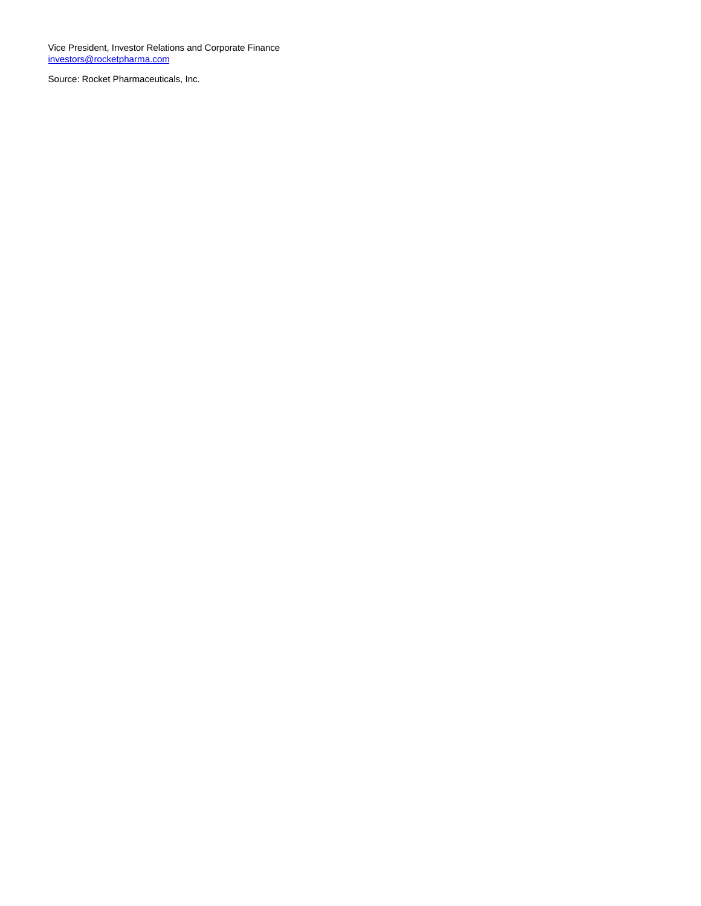Vice President, Investor Relations and Corporate Finance
investors@rocketpharma.com

Source: Rocket Pharmaceuticals, Inc.